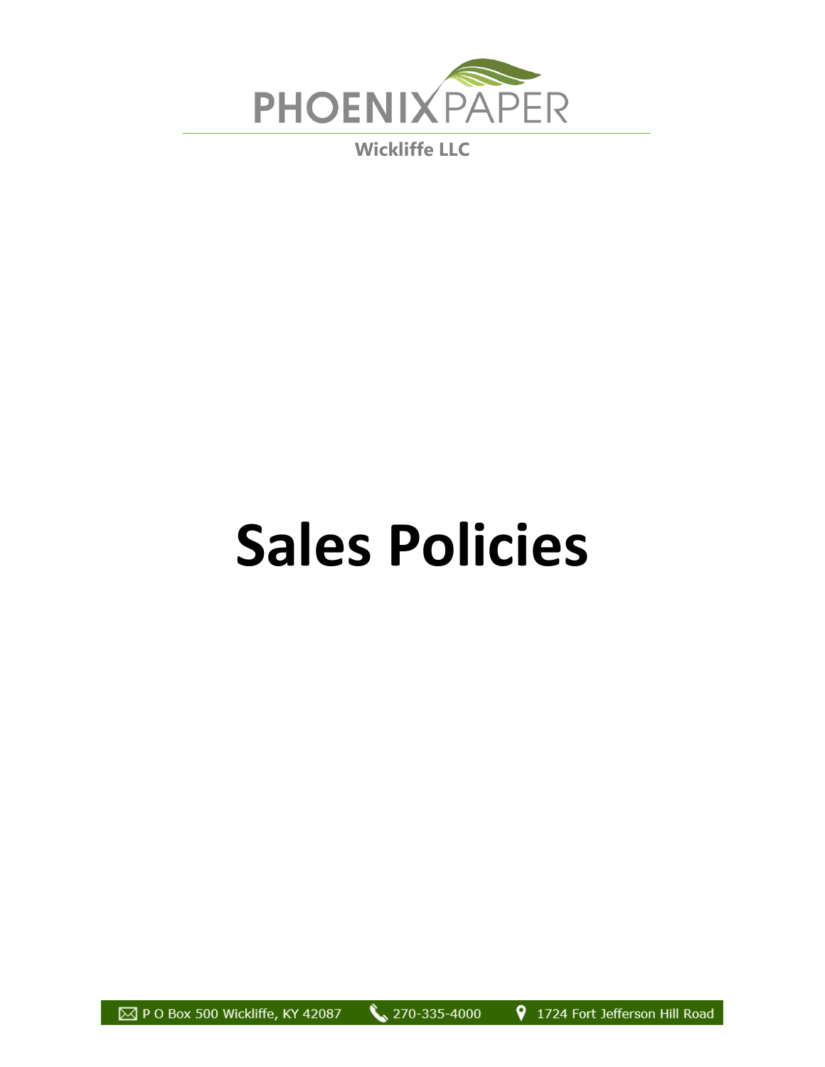PHOENIX PAPER

Wickliffe LLC

# Sales Policies

P O Box 500 Wickliffe, KY 42087 | 270-335-4000 | 1724 Fort Jefferson Hill Road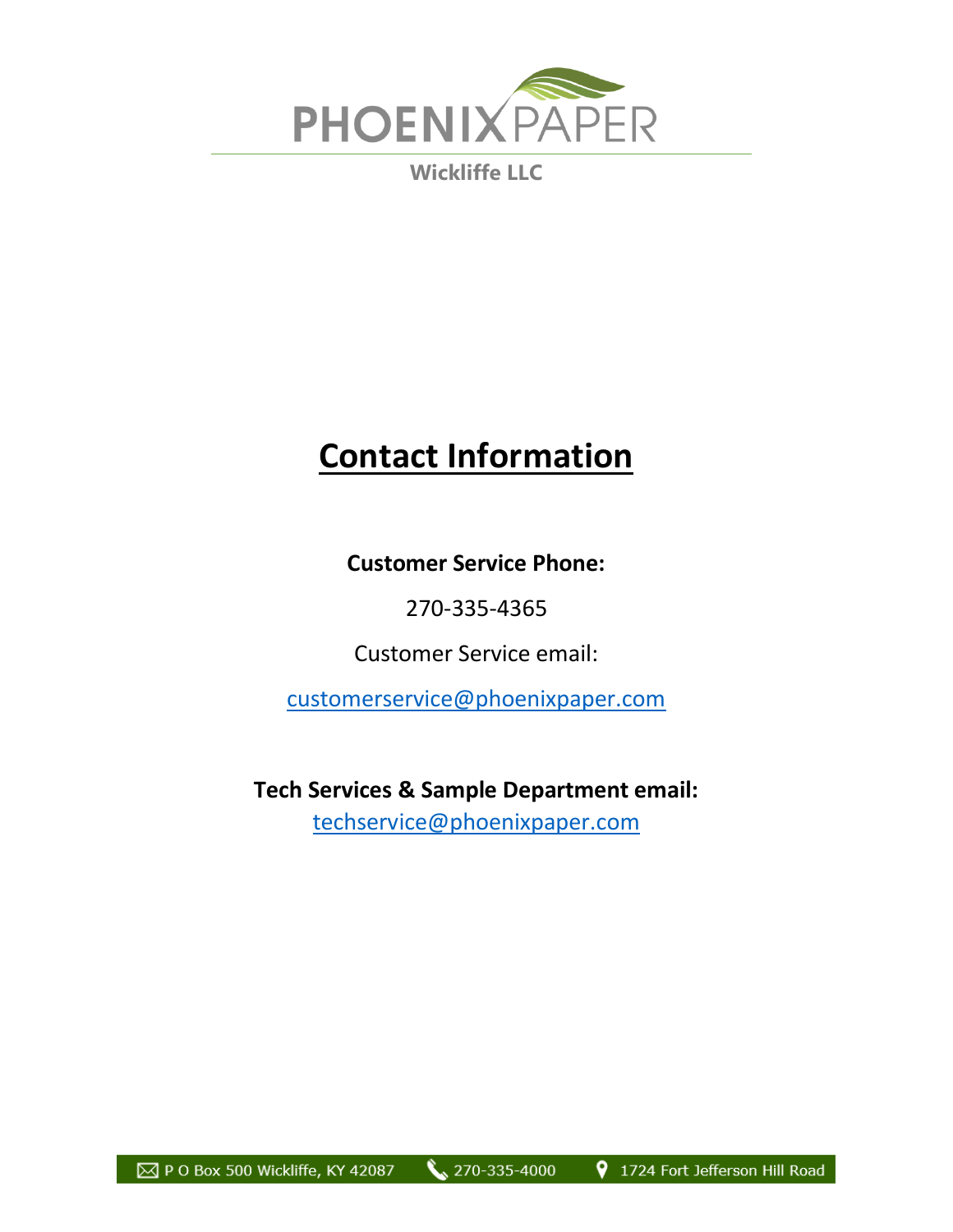PHOENIX PAPER

Wickliffe LLC

# Contact Information

**Customer Service Phone:**

270-335-4365

Customer Service email:

customerservice@phoenixpaper.com

**Tech Services & Sample Department email:**

techservice@phoenixpaper.com

P O Box 500 Wickliffe, KY 42087 | 270-335-4000 | 1724 Fort Jefferson Hill Road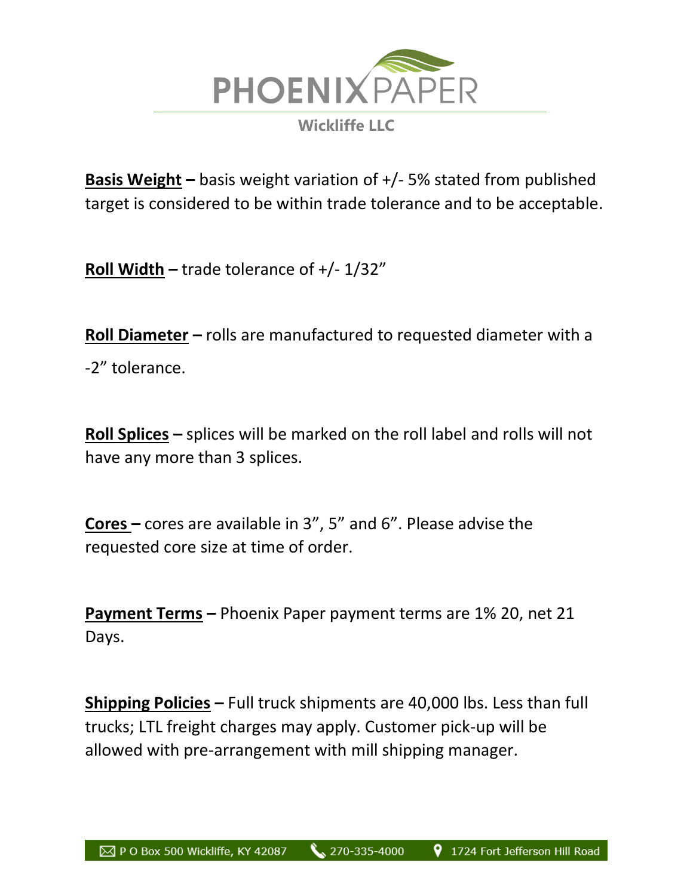**PHOENIX PAPER**

**Wickliffe LLC**

**Basis Weight –** basis weight variation of +/- 5% stated from published target is considered to be within trade tolerance and to be acceptable.

**Roll Width –** trade tolerance of +/- 1/32"

**Roll Diameter –** rolls are manufactured to requested diameter with a -2" tolerance.

**Roll Splices –** splices will be marked on the roll label and rolls will not have any more than 3 splices.

**Cores –** cores are available in 3", 5" and 6". Please advise the requested core size at time of order.

**Payment Terms –** Phoenix Paper payment terms are 1% 20, net 21 Days.

**Shipping Policies –** Full truck shipments are 40,000 lbs. Less than full trucks; LTL freight charges may apply. Customer pick-up will be allowed with pre-arrangement with mill shipping manager.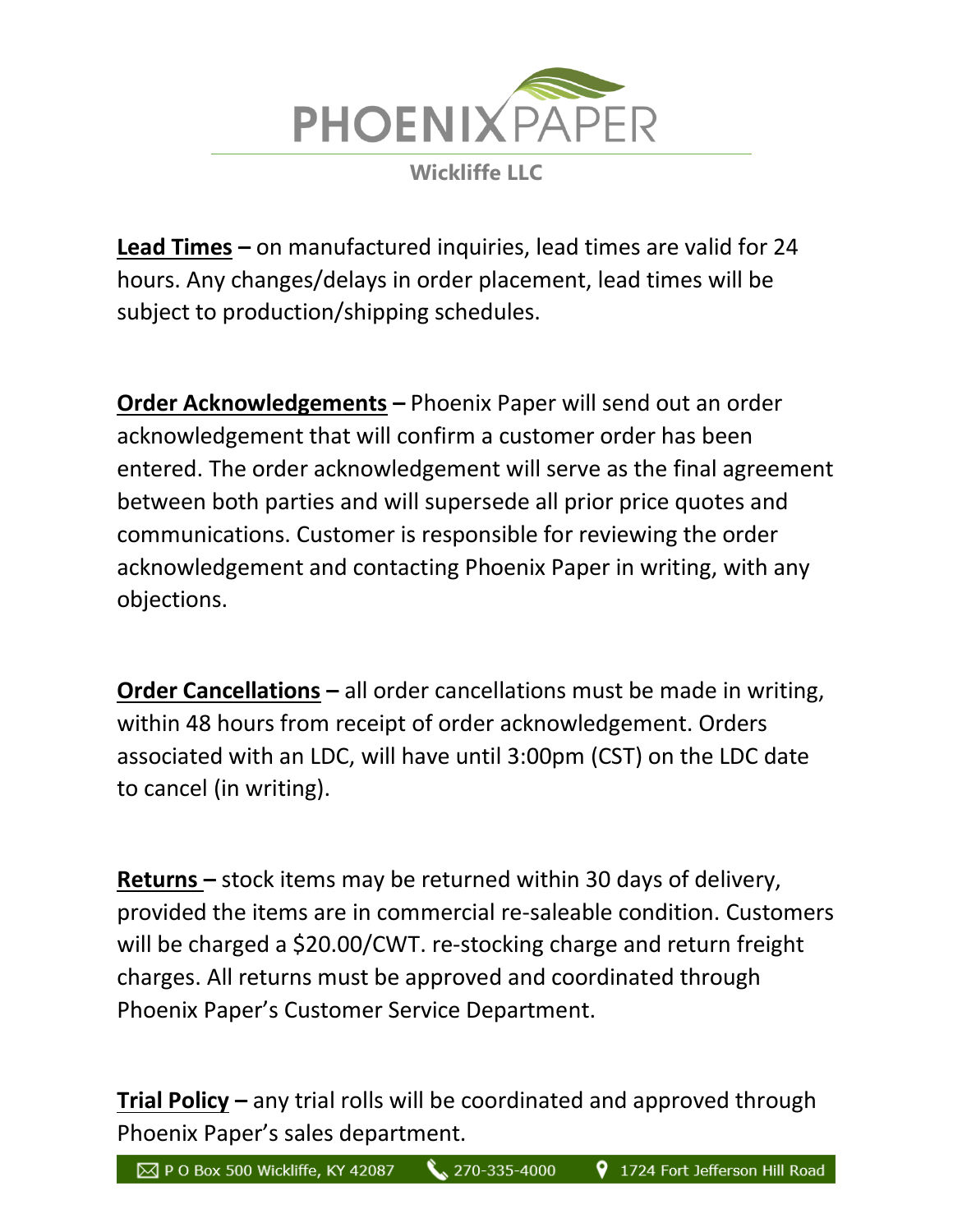**Lead Times** – on manufactured inquiries, lead times are valid for 24 hours. Any changes/delays in order placement, lead times will be subject to production/shipping schedules.

**Order Acknowledgements** – Phoenix Paper will send out an order acknowledgement that will confirm a customer order has been entered. The order acknowledgement will serve as the final agreement between both parties and will supersede all prior price quotes and communications. Customer is responsible for reviewing the order acknowledgement and contacting Phoenix Paper in writing, with any objections.

**Order Cancellations** – all order cancellations must be made in writing, within 48 hours from receipt of order acknowledgement. Orders associated with an LDC, will have until 3:00pm (CST) on the LDC date to cancel (in writing).

**Returns** – stock items may be returned within 30 days of delivery, provided the items are in commercial re-saleable condition. Customers will be charged a $20.00/CWT. re-stocking charge and return freight charges. All returns must be approved and coordinated through Phoenix Paper's Customer Service Department.

**Trial Policy** – any trial rolls will be coordinated and approved through Phoenix Paper's sales department.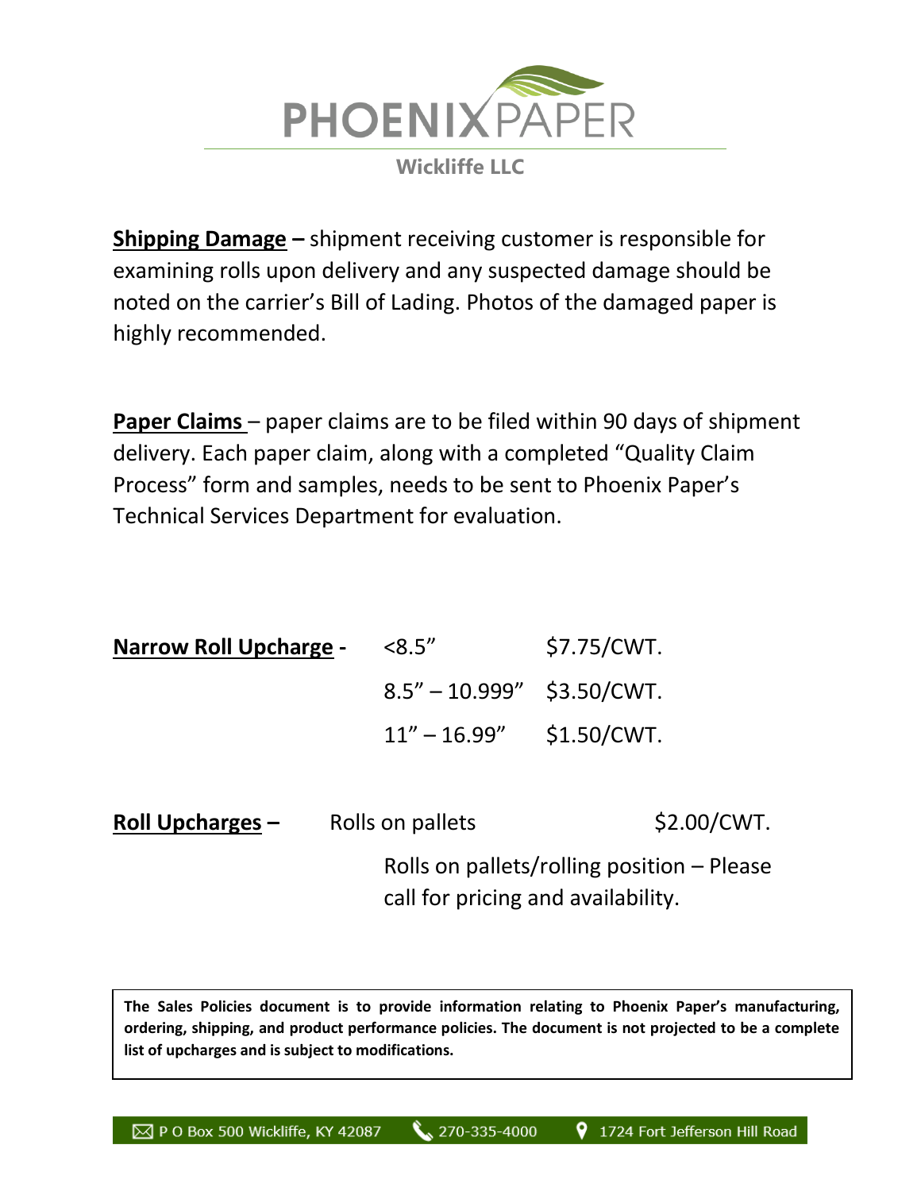**Shipping Damage –** shipment receiving customer is responsible for examining rolls upon delivery and any suspected damage should be noted on the carrier's Bill of Lading. Photos of the damaged paper is highly recommended.

**Paper Claims** – paper claims are to be filed within 90 days of shipment delivery. Each paper claim, along with a completed "Quality Claim Process" form and samples, needs to be sent to Phoenix Paper's Technical Services Department for evaluation.

| | | |
|---|---|---|
| **Narrow Roll Upcharge -** | <8.5" | $7.75/CWT. |
| | 8.5" – 10.999" | $3.50/CWT. |
| | 11" – 16.99" | $1.50/CWT. |

| | | |
|---|---|---|
| **Roll Upcharges –** | Rolls on pallets | $2.00/CWT. |
| | Rolls on pallets/rolling position – Please call for pricing and availability. | |

**The Sales Policies document is to provide information relating to Phoenix Paper's manufacturing, ordering, shipping, and product performance policies. The document is not projected to be a complete list of upcharges and is subject to modifications.**